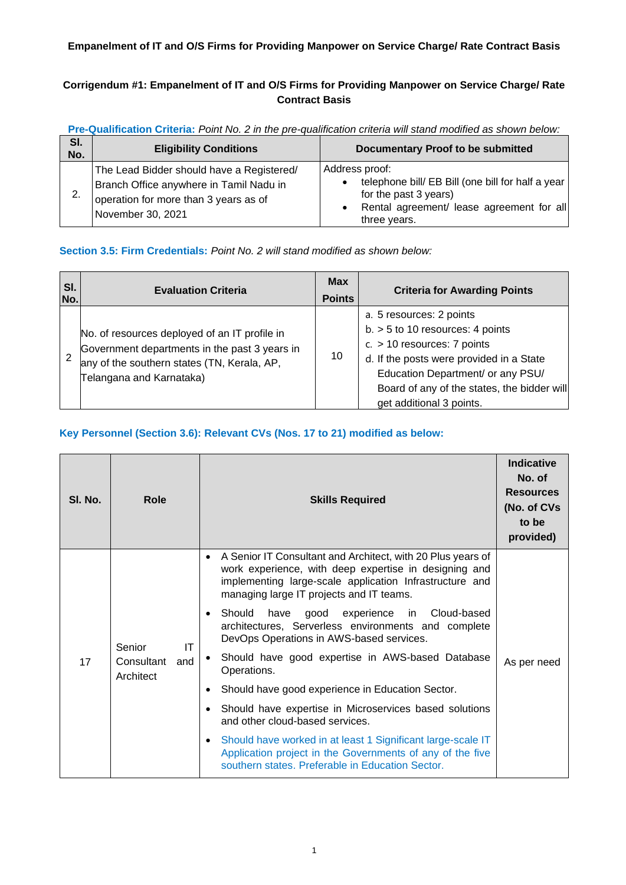**Empanelment of IT and O/S Firms for Providing Manpower on Service Charge/ Rate Contract Basis**

**Corrigendum #1: Empanelment of IT and O/S Firms for Providing Manpower on Service Charge/ Rate Contract Basis**

**Pre-Qualification Criteria:** *Point No. 2 in the pre-qualification criteria will stand modified as shown below:*

| Sl. No. | Eligibility Conditions | Documentary Proof to be submitted |
|---|---|---|
| 2. | The Lead Bidder should have a Registered/ Branch Office anywhere in Tamil Nadu in operation for more than 3 years as of November 30, 2021 | Address proof: <br>• telephone bill/ EB Bill (one bill for half a year for the past 3 years) <br>• Rental agreement/ lease agreement for all three years. |

**Section 3.5: Firm Credentials:** *Point No. 2 will stand modified as shown below:*

| Sl. No. | Evaluation Criteria | Max Points | Criteria for Awarding Points |
|---|---|---|---|
| 2 | No. of resources deployed of an IT profile in Government departments in the past 3 years in any of the southern states (TN, Kerala, AP, Telangana and Karnataka) | 10 | a. 5 resources: 2 points <br>b. > 5 to 10 resources: 4 points <br>c. > 10 resources: 7 points <br>d. If the posts were provided in a State Education Department/ or any PSU/ Board of any of the states, the bidder will get additional 3 points. |

**Key Personnel (Section 3.6): Relevant CVs (Nos. 17 to 21) modified as below:**

| Sl. No. | Role | Skills Required | Indicative No. of Resources (No. of CVs to be provided) |
|---|---|---|---|
| 17 | Senior IT Consultant and Architect | • A Senior IT Consultant and Architect, with 20 Plus years of work experience, with deep expertise in designing and implementing large-scale application Infrastructure and managing large IT projects and IT teams. <br>• Should have good experience in Cloud-based architectures, Serverless environments and complete DevOps Operations in AWS-based services. <br>• Should have good expertise in AWS-based Database Operations. <br>• Should have good experience in Education Sector. <br>• Should have expertise in Microservices based solutions and other cloud-based services. <br>• Should have worked in at least 1 Significant large-scale IT Application project in the Governments of any of the five southern states. Preferable in Education Sector. | As per need |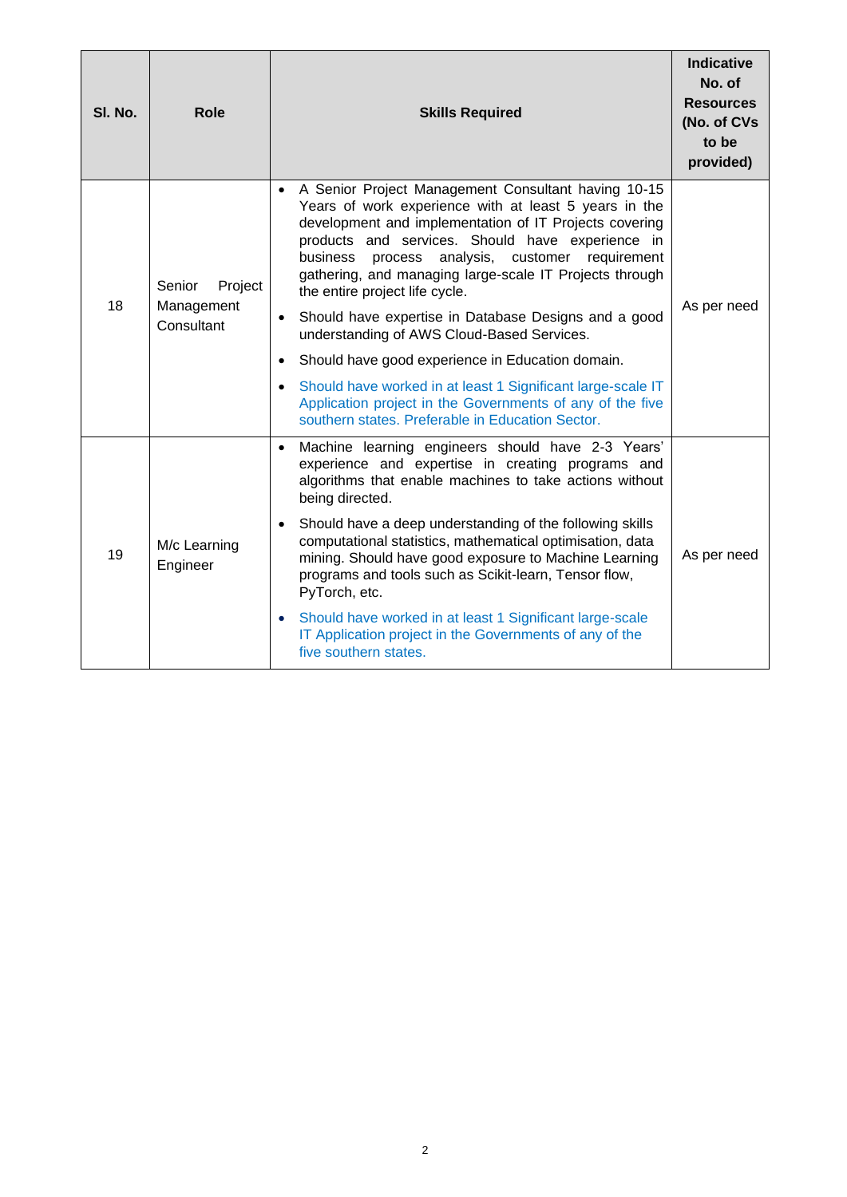| Sl. No. | Role | Skills Required | Indicative No. of Resources (No. of CVs to be provided) |
|---|---|---|---|
| 18 | Senior Project Management Consultant | • A Senior Project Management Consultant having 10-15 Years of work experience with at least 5 years in the development and implementation of IT Projects covering products and services. Should have experience in business process analysis, customer requirement gathering, and managing large-scale IT Projects through the entire project life cycle.<br>• Should have expertise in Database Designs and a good understanding of AWS Cloud-Based Services.<br>• Should have good experience in Education domain.<br>• Should have worked in at least 1 Significant large-scale IT Application project in the Governments of any of the five southern states. Preferable in Education Sector. | As per need |
| 19 | M/c Learning Engineer | • Machine learning engineers should have 2-3 Years' experience and expertise in creating programs and algorithms that enable machines to take actions without being directed.<br>• Should have a deep understanding of the following skills computational statistics, mathematical optimisation, data mining. Should have good exposure to Machine Learning programs and tools such as Scikit-learn, Tensor flow, PyTorch, etc.<br>• Should have worked in at least 1 Significant large-scale IT Application project in the Governments of any of the five southern states. | As per need |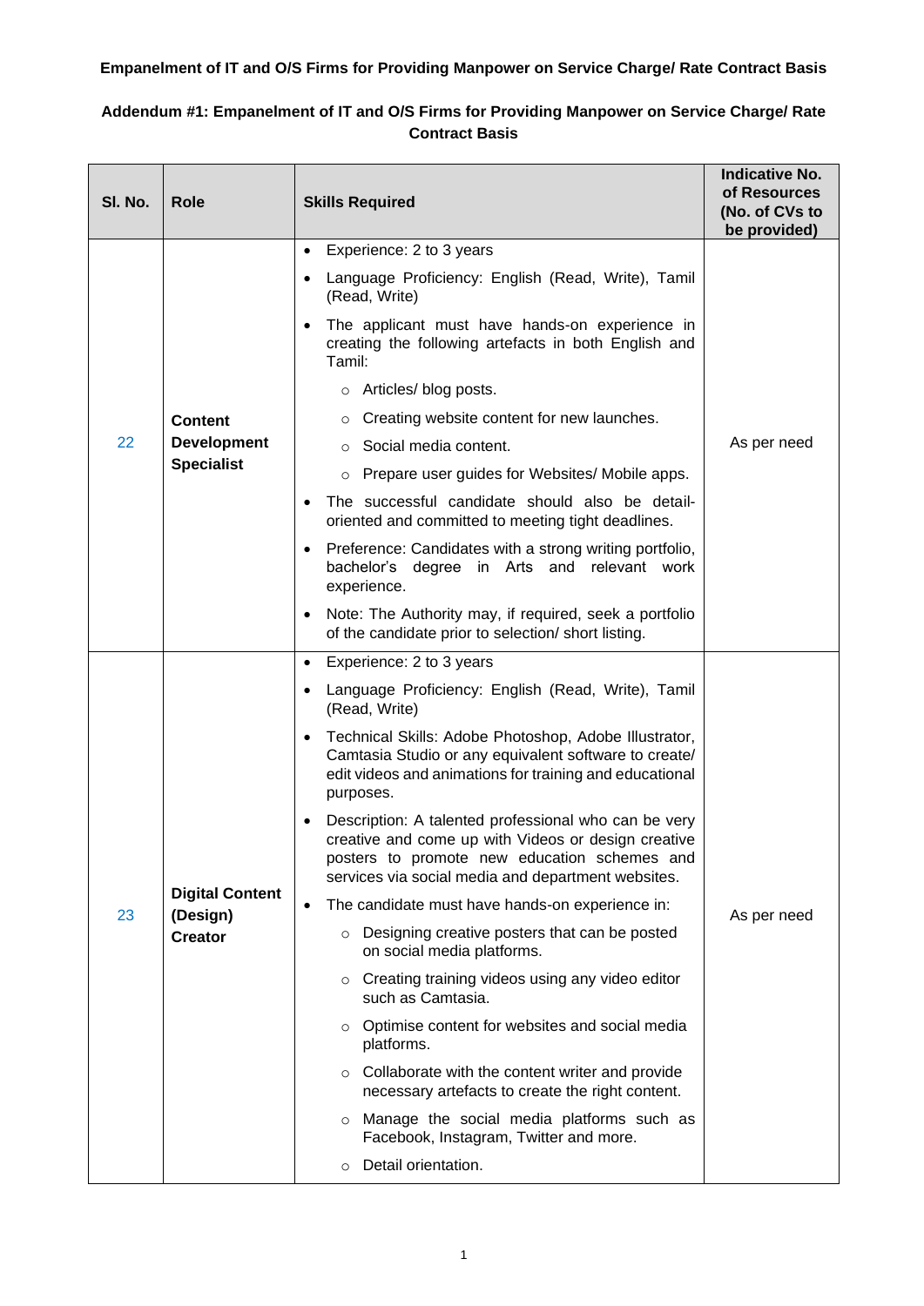**Empanelment of IT and O/S Firms for Providing Manpower on Service Charge/ Rate Contract Basis**

**Addendum #1: Empanelment of IT and O/S Firms for Providing Manpower on Service Charge/ Rate Contract Basis**

| Sl. No. | Role | Skills Required | Indicative No. of Resources (No. of CVs to be provided) |
|---|---|---|---|
| 22 | **Content Development Specialist** | • Experience: 2 to 3 years<br>• Language Proficiency: English (Read, Write), Tamil (Read, Write)<br>• The applicant must have hands-on experience in creating the following artefacts in both English and Tamil:<br>  ○ Articles/ blog posts.<br>  ○ Creating website content for new launches.<br>  ○ Social media content.<br>  ○ Prepare user guides for Websites/ Mobile apps.<br>• The successful candidate should also be detail-oriented and committed to meeting tight deadlines.<br>• Preference: Candidates with a strong writing portfolio, bachelor's degree in Arts and relevant work experience.<br>• Note: The Authority may, if required, seek a portfolio of the candidate prior to selection/ short listing. | As per need |
| 23 | **Digital Content (Design) Creator** | • Experience: 2 to 3 years<br>• Language Proficiency: English (Read, Write), Tamil (Read, Write)<br>• Technical Skills: Adobe Photoshop, Adobe Illustrator, Camtasia Studio or any equivalent software to create/ edit videos and animations for training and educational purposes.<br>• Description: A talented professional who can be very creative and come up with Videos or design creative posters to promote new education schemes and services via social media and department websites.<br>• The candidate must have hands-on experience in:<br>  ○ Designing creative posters that can be posted on social media platforms.<br>  ○ Creating training videos using any video editor such as Camtasia.<br>  ○ Optimise content for websites and social media platforms.<br>  ○ Collaborate with the content writer and provide necessary artefacts to create the right content.<br>  ○ Manage the social media platforms such as Facebook, Instagram, Twitter and more.<br>  ○ Detail orientation. | As per need |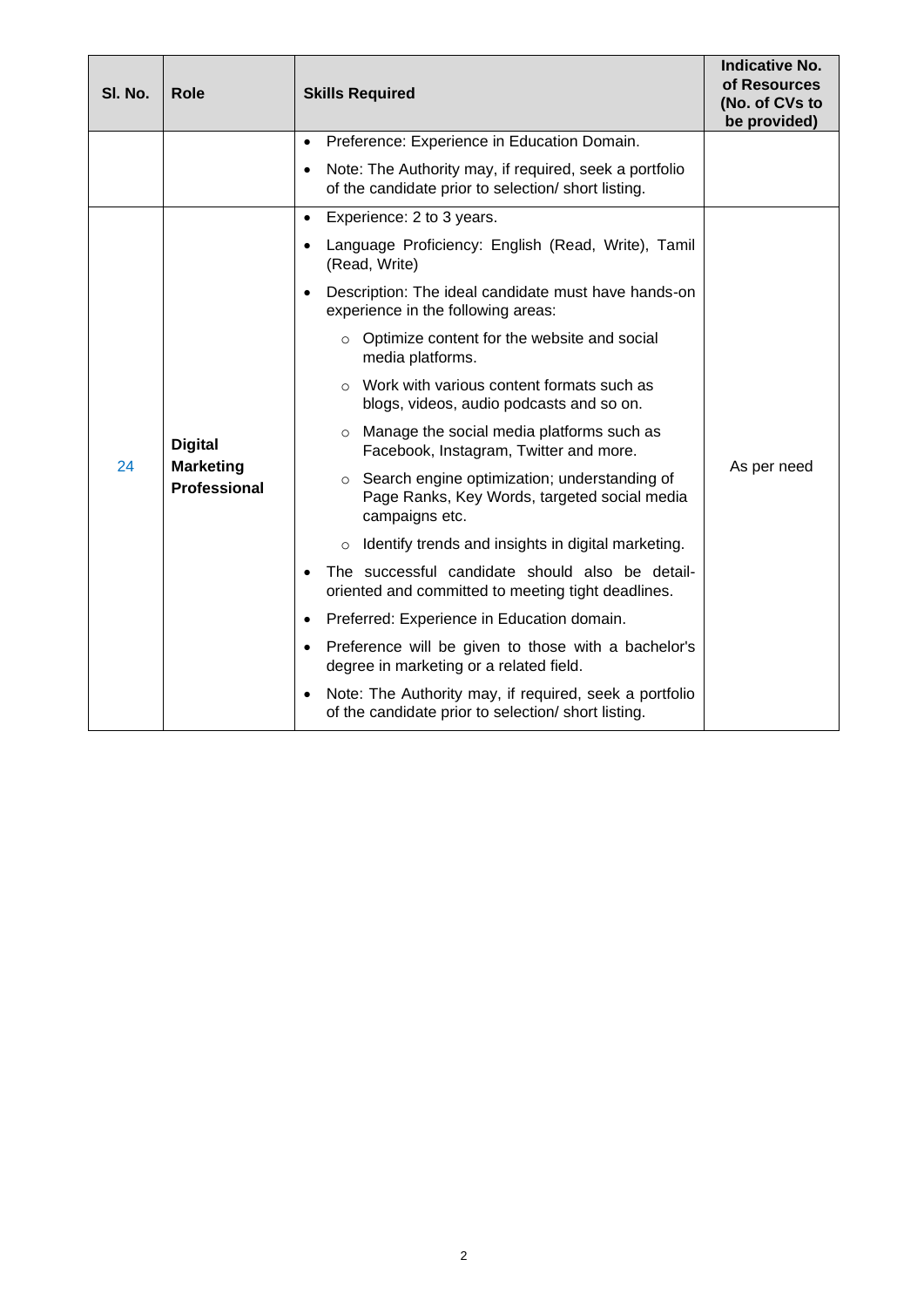| Sl. No. | Role | Skills Required | Indicative No. of Resources (No. of CVs to be provided) |
|---|---|---|---|
| | | • Preference: Experience in Education Domain.<br>• Note: The Authority may, if required, seek a portfolio of the candidate prior to selection/ short listing. | |
| 24 | **Digital Marketing Professional** | • Experience: 2 to 3 years.<br>• Language Proficiency: English (Read, Write), Tamil (Read, Write)<br>• Description: The ideal candidate must have hands-on experience in the following areas:<br>&nbsp;&nbsp;○ Optimize content for the website and social media platforms.<br>&nbsp;&nbsp;○ Work with various content formats such as blogs, videos, audio podcasts and so on.<br>&nbsp;&nbsp;○ Manage the social media platforms such as Facebook, Instagram, Twitter and more.<br>&nbsp;&nbsp;○ Search engine optimization; understanding of Page Ranks, Key Words, targeted social media campaigns etc.<br>&nbsp;&nbsp;○ Identify trends and insights in digital marketing.<br>• The successful candidate should also be detail-oriented and committed to meeting tight deadlines.<br>• Preferred: Experience in Education domain.<br>• Preference will be given to those with a bachelor's degree in marketing or a related field.<br>• Note: The Authority may, if required, seek a portfolio of the candidate prior to selection/ short listing. | As per need |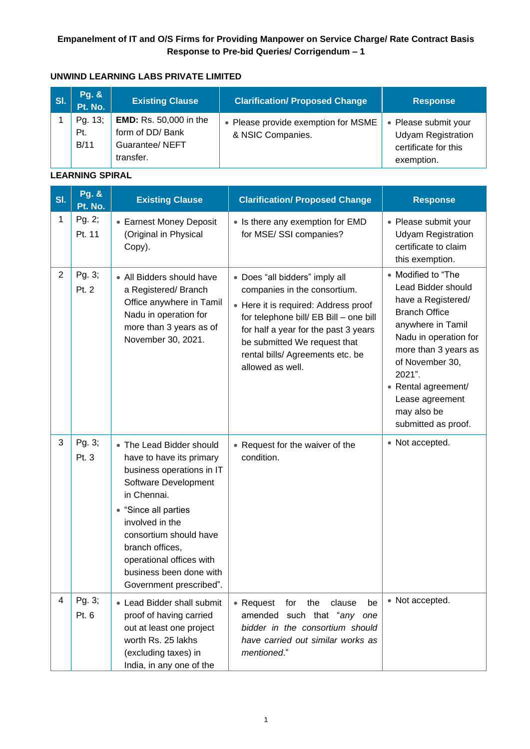**Empanelment of IT and O/S Firms for Providing Manpower on Service Charge/ Rate Contract Basis**
**Response to Pre-bid Queries/ Corrigendum – 1**

**UNWIND LEARNING LABS PRIVATE LIMITED**

| Sl. | Pg. & Pt. No. | Existing Clause | Clarification/ Proposed Change | Response |
|---|---|---|---|---|
| 1 | Pg. 13; Pt. B/11 | **EMD:** Rs. 50,000 in the form of DD/ Bank Guarantee/ NEFT transfer. | • Please provide exemption for MSME & NSIC Companies. | • Please submit your Udyam Registration certificate for this exemption. |

**LEARNING SPIRAL**

| Sl. | Pg. & Pt. No. | Existing Clause | Clarification/ Proposed Change | Response |
|---|---|---|---|---|
| 1 | Pg. 2; Pt. 11 | • Earnest Money Deposit (Original in Physical Copy). | • Is there any exemption for EMD for MSE/ SSI companies? | • Please submit your Udyam Registration certificate to claim this exemption. |
| 2 | Pg. 3; Pt. 2 | • All Bidders should have a Registered/ Branch Office anywhere in Tamil Nadu in operation for more than 3 years as of November 30, 2021. | • Does "all bidders" imply all companies in the consortium. <br> • Here it is required: Address proof for telephone bill/ EB Bill – one bill for half a year for the past 3 years be submitted We request that rental bills/ Agreements etc. be allowed as well. | • Modified to "The Lead Bidder should have a Registered/ Branch Office anywhere in Tamil Nadu in operation for more than 3 years as of November 30, 2021". <br> • Rental agreement/ Lease agreement may also be submitted as proof. |
| 3 | Pg. 3; Pt. 3 | • The Lead Bidder should have to have its primary business operations in IT Software Development in Chennai. <br> • "Since all parties involved in the consortium should have branch offices, operational offices with business been done with Government prescribed". | • Request for the waiver of the condition. | • Not accepted. |
| 4 | Pg. 3; Pt. 6 | • Lead Bidder shall submit proof of having carried out at least one project worth Rs. 25 lakhs (excluding taxes) in India, in any one of the | • Request for the clause be amended such that "*any one bidder in the consortium should have carried out similar works as mentioned*." | • Not accepted. |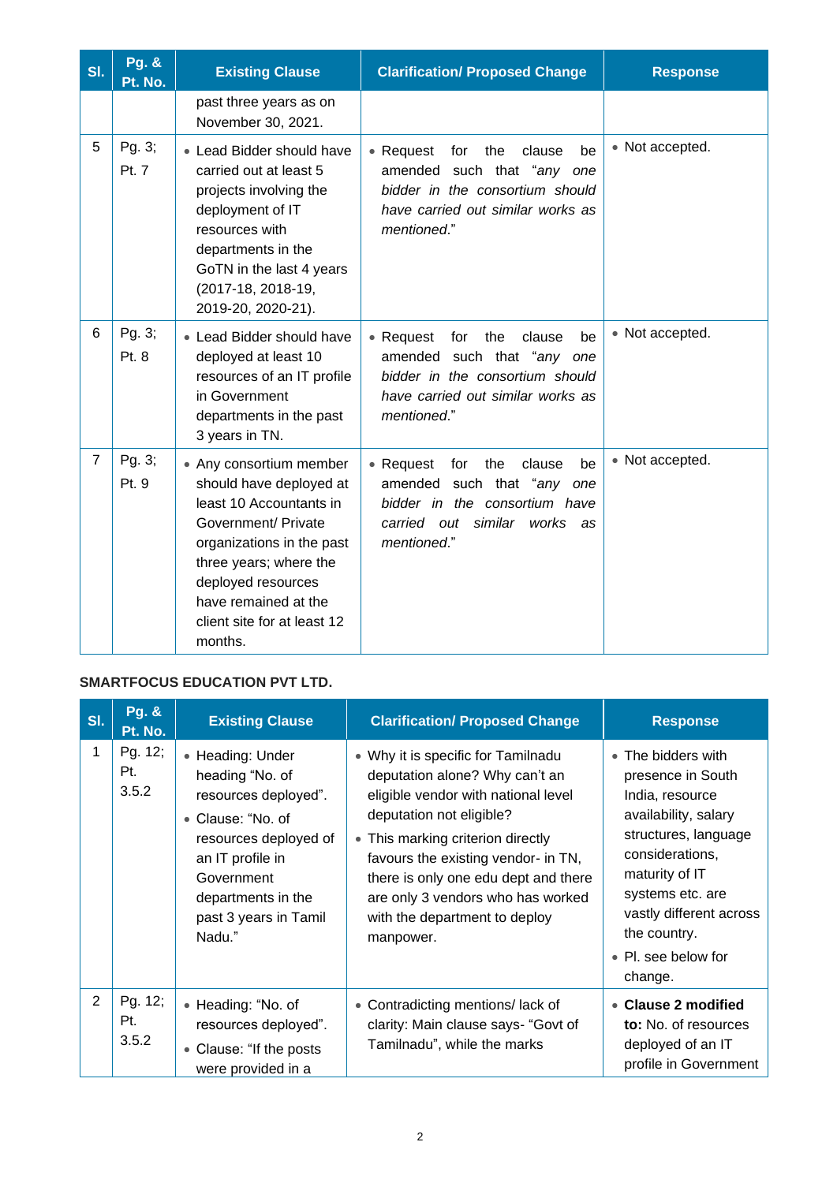| Sl. | Pg. & Pt. No. | Existing Clause | Clarification/ Proposed Change | Response |
|---|---|---|---|---|
| | | past three years as on November 30, 2021. | | |
| 5 | Pg. 3; Pt. 7 | • Lead Bidder should have carried out at least 5 projects involving the deployment of IT resources with departments in the GoTN in the last 4 years (2017-18, 2018-19, 2019-20, 2020-21). | • Request for the clause be amended such that "*any one bidder in the consortium should have carried out similar works as mentioned*." | • Not accepted. |
| 6 | Pg. 3; Pt. 8 | • Lead Bidder should have deployed at least 10 resources of an IT profile in Government departments in the past 3 years in TN. | • Request for the clause be amended such that "*any one bidder in the consortium should have carried out similar works as mentioned*." | • Not accepted. |
| 7 | Pg. 3; Pt. 9 | • Any consortium member should have deployed at least 10 Accountants in Government/ Private organizations in the past three years; where the deployed resources have remained at the client site for at least 12 months. | • Request for the clause be amended such that "*any one bidder in the consortium have carried out similar works as mentioned*." | • Not accepted. |

**SMARTFOCUS EDUCATION PVT LTD.**

| Sl. | Pg. & Pt. No. | Existing Clause | Clarification/ Proposed Change | Response |
|---|---|---|---|---|
| 1 | Pg. 12; Pt. 3.5.2 | • Heading: Under heading "No. of resources deployed".<br>• Clause: "No. of resources deployed of an IT profile in Government departments in the past 3 years in Tamil Nadu." | • Why it is specific for Tamilnadu deputation alone? Why can't an eligible vendor with national level deputation not eligible?<br>• This marking criterion directly favours the existing vendor- in TN, there is only one edu dept and there are only 3 vendors who has worked with the department to deploy manpower. | • The bidders with presence in South India, resource availability, salary structures, language considerations, maturity of IT systems etc. are vastly different across the country.<br>• Pl. see below for change. |
| 2 | Pg. 12; Pt. 3.5.2 | • Heading: "No. of resources deployed".<br>• Clause: "If the posts were provided in a | • Contradicting mentions/ lack of clarity: Main clause says- "Govt of Tamilnadu", while the marks | • **Clause 2 modified to:** No. of resources deployed of an IT profile in Government |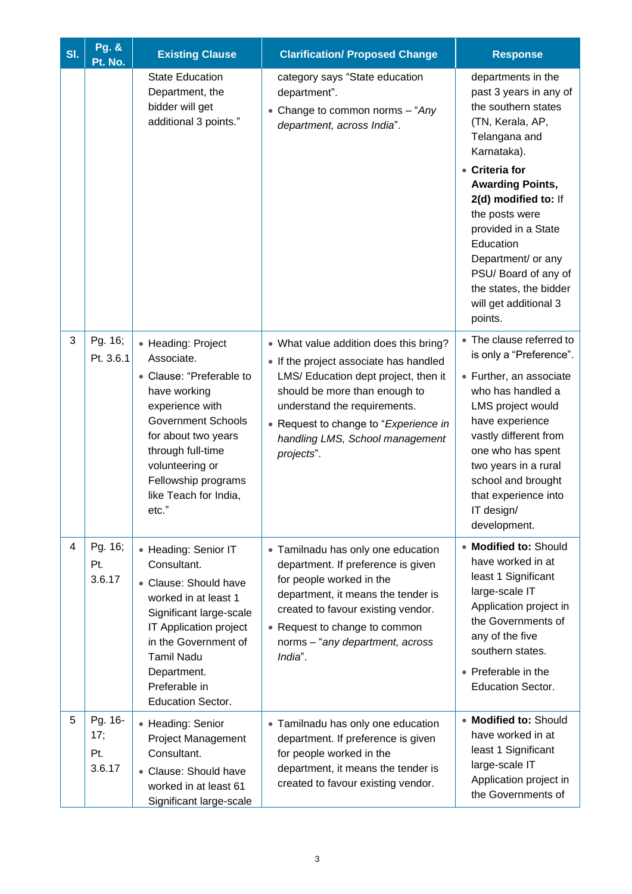| Sl. | Pg. & Pt. No. | Existing Clause | Clarification/ Proposed Change | Response |
|---|---|---|---|---|
| | | State Education Department, the bidder will get additional 3 points." | category says "State education department".<br>• Change to common norms – "*Any department, across India*". | departments in the past 3 years in any of the southern states (TN, Kerala, AP, Telangana and Karnataka).<br>• **Criteria for Awarding Points, 2(d) modified to:** If the posts were provided in a State Education Department/ or any PSU/ Board of any of the states, the bidder will get additional 3 points. |
| 3 | Pg. 16; Pt. 3.6.1 | • Heading: Project Associate.<br>• Clause: "Preferable to have working experience with Government Schools for about two years through full-time volunteering or Fellowship programs like Teach for India, etc." | • What value addition does this bring?<br>• If the project associate has handled LMS/ Education dept project, then it should be more than enough to understand the requirements.<br>• Request to change to "*Experience in handling LMS, School management projects*". | • The clause referred to is only a "Preference".<br>• Further, an associate who has handled a LMS project would have experience vastly different from one who has spent two years in a rural school and brought that experience into IT design/ development. |
| 4 | Pg. 16; Pt. 3.6.17 | • Heading: Senior IT Consultant.<br>• Clause: Should have worked in at least 1 Significant large-scale IT Application project in the Government of Tamil Nadu Department. Preferable in Education Sector. | • Tamilnadu has only one education department. If preference is given for people worked in the department, it means the tender is created to favour existing vendor.<br>• Request to change to common norms – "*any department, across India*". | • **Modified to:** Should have worked in at least 1 Significant large-scale IT Application project in the Governments of any of the five southern states.<br>• Preferable in the Education Sector. |
| 5 | Pg. 16-17; Pt. 3.6.17 | • Heading: Senior Project Management Consultant.<br>• Clause: Should have worked in at least 61 Significant large-scale | • Tamilnadu has only one education department. If preference is given for people worked in the department, it means the tender is created to favour existing vendor. | • **Modified to:** Should have worked in at least 1 Significant large-scale IT Application project in the Governments of |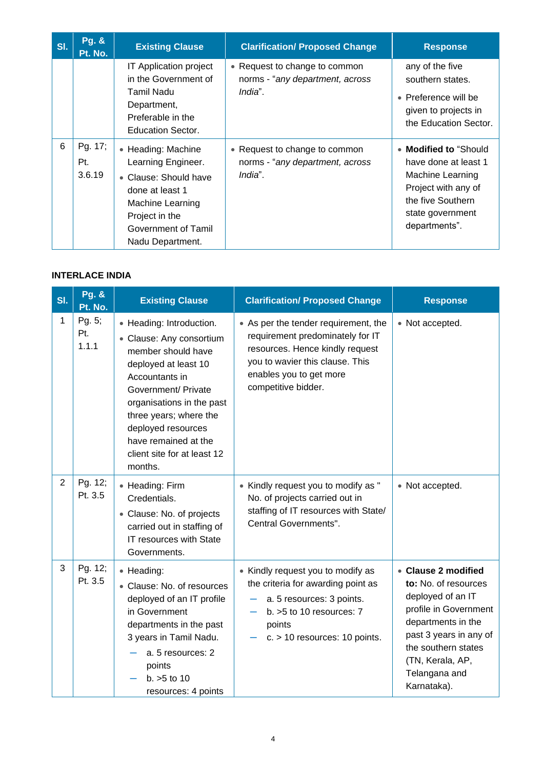| Sl. | Pg. & Pt. No. | Existing Clause | Clarification/ Proposed Change | Response |
|---|---|---|---|---|
| | | IT Application project in the Government of Tamil Nadu Department, Preferable in the Education Sector. | • Request to change to common norms - "*any department, across India*". | any of the five southern states. • Preference will be given to projects in the Education Sector. |
| 6 | Pg. 17; Pt. 3.6.19 | • Heading: Machine Learning Engineer. • Clause: Should have done at least 1 Machine Learning Project in the Government of Tamil Nadu Department. | • Request to change to common norms - "*any department, across India*". | • **Modified to** "Should have done at least 1 Machine Learning Project with any of the five Southern state government departments". |

**INTERLACE INDIA**

| Sl. | Pg. & Pt. No. | Existing Clause | Clarification/ Proposed Change | Response |
|---|---|---|---|---|
| 1 | Pg. 5; Pt. 1.1.1 | • Heading: Introduction. • Clause: Any consortium member should have deployed at least 10 Accountants in Government/ Private organisations in the past three years; where the deployed resources have remained at the client site for at least 12 months. | • As per the tender requirement, the requirement predominately for IT resources. Hence kindly request you to wavier this clause. This enables you to get more competitive bidder. | • Not accepted. |
| 2 | Pg. 12; Pt. 3.5 | • Heading: Firm Credentials. • Clause: No. of projects carried out in staffing of IT resources with State Governments. | • Kindly request you to modify as " No. of projects carried out in staffing of IT resources with State/ Central Governments". | • Not accepted. |
| 3 | Pg. 12; Pt. 3.5 | • Heading: • Clause: No. of resources deployed of an IT profile in Government departments in the past 3 years in Tamil Nadu. – a. 5 resources: 2 points – b. >5 to 10 resources: 4 points | • Kindly request you to modify as the criteria for awarding point as – a. 5 resources: 3 points. – b. >5 to 10 resources: 7 points – c. > 10 resources: 10 points. | • **Clause 2 modified to:** No. of resources deployed of an IT profile in Government departments in the past 3 years in any of the southern states (TN, Kerala, AP, Telangana and Karnataka). |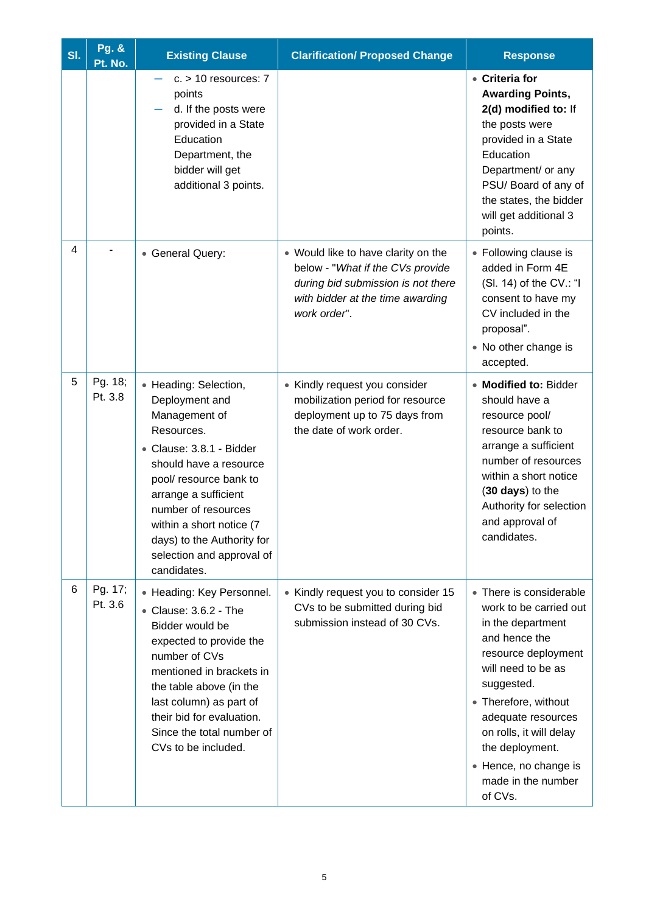| Sl. | Pg. & Pt. No. | Existing Clause | Clarification/ Proposed Change | Response |
|---|---|---|---|---|
| | | — c. > 10 resources: 7 points<br>— d. If the posts were provided in a State Education Department, the bidder will get additional 3 points. | | • **Criteria for Awarding Points, 2(d) modified to:** If the posts were provided in a State Education Department/ or any PSU/ Board of any of the states, the bidder will get additional 3 points. |
| 4 | - | • General Query: | • Would like to have clarity on the below - "*What if the CVs provide during bid submission is not there with bidder at the time awarding work order*". | • Following clause is added in Form 4E (Sl. 14) of the CV.: "I consent to have my CV included in the proposal".<br>• No other change is accepted. |
| 5 | Pg. 18; Pt. 3.8 | • Heading: Selection, Deployment and Management of Resources.<br>• Clause: 3.8.1 - Bidder should have a resource pool/ resource bank to arrange a sufficient number of resources within a short notice (7 days) to the Authority for selection and approval of candidates. | • Kindly request you consider mobilization period for resource deployment up to 75 days from the date of work order. | • **Modified to:** Bidder should have a resource pool/ resource bank to arrange a sufficient number of resources within a short notice (**30 days**) to the Authority for selection and approval of candidates. |
| 6 | Pg. 17; Pt. 3.6 | • Heading: Key Personnel.<br>• Clause: 3.6.2 - The Bidder would be expected to provide the number of CVs mentioned in brackets in the table above (in the last column) as part of their bid for evaluation. Since the total number of CVs to be included. | • Kindly request you to consider 15 CVs to be submitted during bid submission instead of 30 CVs. | • There is considerable work to be carried out in the department and hence the resource deployment will need to be as suggested.<br>• Therefore, without adequate resources on rolls, it will delay the deployment.<br>• Hence, no change is made in the number of CVs. |